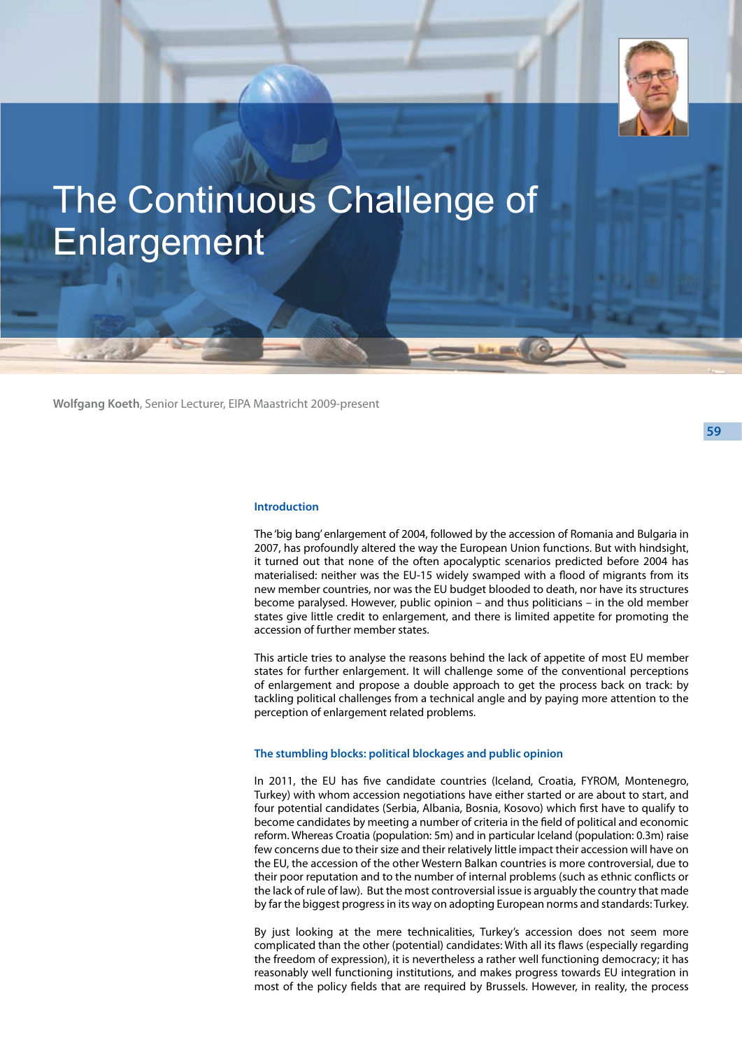# The Continuous Challenge of Enlargement

**Wolfgang Koeth**, Senior Lecturer, EIPA Maastricht 2009-present

## Introduction

The 'big bang' enlargement of 2004, followed by the accession of Romania and Bulgaria in 2007, has profoundly altered the way the European Union functions. But with hindsight, it turned out that none of the often apocalyptic scenarios predicted before 2004 has materialised: neither was the EU-15 widely swamped with a flood of migrants from its new member countries, nor was the EU budget blooded to death, nor have its structures become paralysed. However, public opinion – and thus politicians – in the old member states give little credit to enlargement, and there is limited appetite for promoting the accession of further member states.

This article tries to analyse the reasons behind the lack of appetite of most EU member states for further enlargement. It will challenge some of the conventional perceptions of enlargement and propose a double approach to get the process back on track: by tackling political challenges from a technical angle and by paying more attention to the perception of enlargement related problems.

## The stumbling blocks: political blockages and public opinion

In 2011, the EU has five candidate countries (Iceland, Croatia, FYROM, Montenegro, Turkey) with whom accession negotiations have either started or are about to start, and four potential candidates (Serbia, Albania, Bosnia, Kosovo) which first have to qualify to become candidates by meeting a number of criteria in the field of political and economic reform. Whereas Croatia (population: 5m) and in particular Iceland (population: 0.3m) raise few concerns due to their size and their relatively little impact their accession will have on the EU, the accession of the other Western Balkan countries is more controversial, due to their poor reputation and to the number of internal problems (such as ethnic conflicts or the lack of rule of law). But the most controversial issue is arguably the country that made by far the biggest progress in its way on adopting European norms and standards: Turkey.

By just looking at the mere technicalities, Turkey's accession does not seem more complicated than the other (potential) candidates: With all its flaws (especially regarding the freedom of expression), it is nevertheless a rather well functioning democracy; it has reasonably well functioning institutions, and makes progress towards EU integration in most of the policy fields that are required by Brussels. However, in reality, the process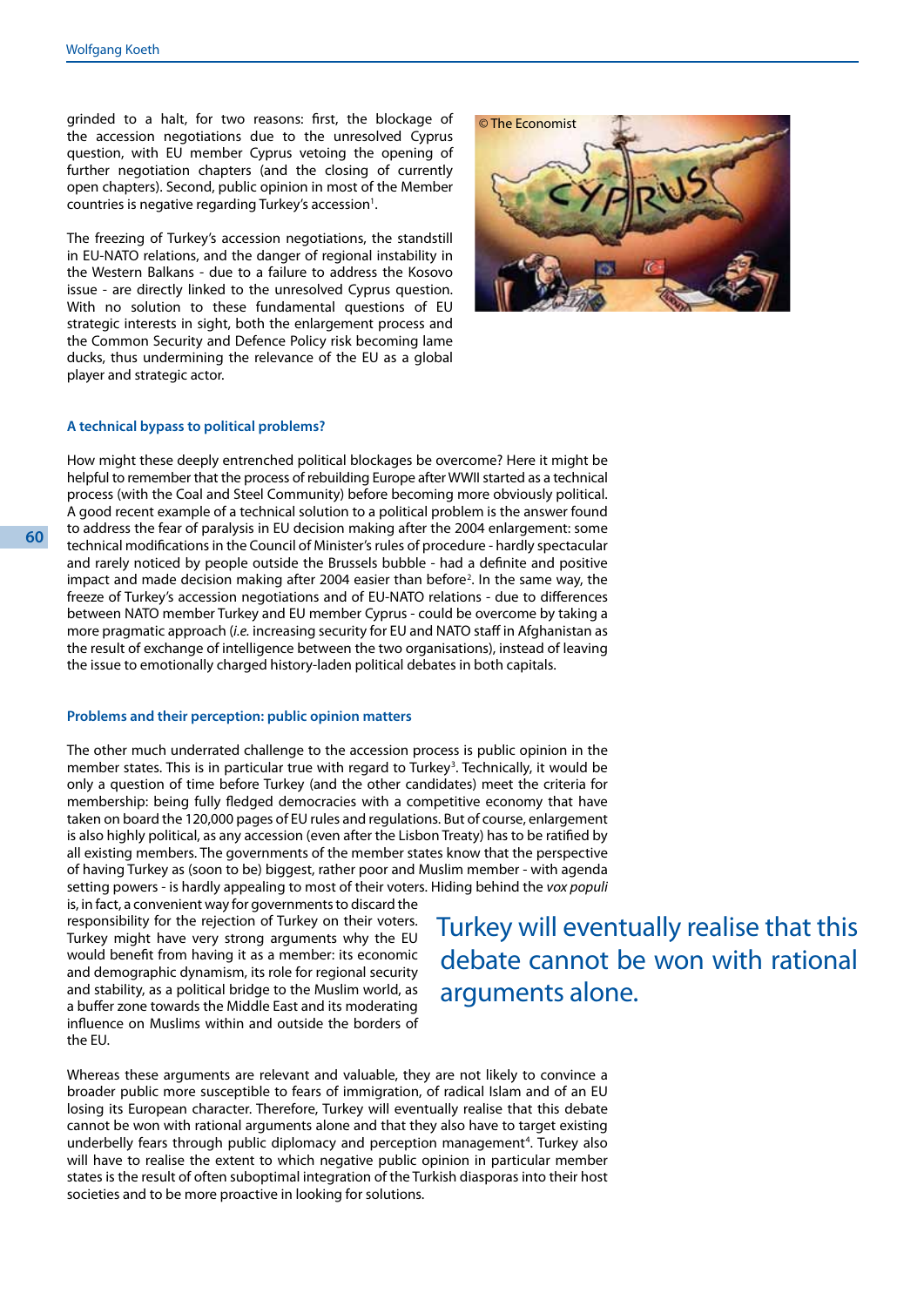grinded to a halt, for two reasons: first, the blockage of the accession negotiations due to the unresolved Cyprus question, with EU member Cyprus vetoing the opening of further negotiation chapters (and the closing of currently open chapters). Second, public opinion in most of the Member countries is negative regarding Turkey's accession[1].

The freezing of Turkey's accession negotiations, the standstill in EU-NATO relations, and the danger of regional instability in the Western Balkans - due to a failure to address the Kosovo issue - are directly linked to the unresolved Cyprus question. With no solution to these fundamental questions of EU strategic interests in sight, both the enlargement process and the Common Security and Defence Policy risk becoming lame ducks, thus undermining the relevance of the EU as a global player and strategic actor.

© The Economist

### A technical bypass to political problems?

How might these deeply entrenched political blockages be overcome? Here it might be helpful to remember that the process of rebuilding Europe after WWII started as a technical process (with the Coal and Steel Community) before becoming more obviously political. A good recent example of a technical solution to a political problem is the answer found to address the fear of paralysis in EU decision making after the 2004 enlargement: some technical modifications in the Council of Minister's rules of procedure - hardly spectacular and rarely noticed by people outside the Brussels bubble - had a definite and positive impact and made decision making after 2004 easier than before[2]. In the same way, the freeze of Turkey's accession negotiations and of EU-NATO relations - due to differences between NATO member Turkey and EU member Cyprus - could be overcome by taking a more pragmatic approach (*i.e.* increasing security for EU and NATO staff in Afghanistan as the result of exchange of intelligence between the two organisations), instead of leaving the issue to emotionally charged history-laden political debates in both capitals.

### Problems and their perception: public opinion matters

The other much underrated challenge to the accession process is public opinion in the member states. This is in particular true with regard to Turkey[3]. Technically, it would be only a question of time before Turkey (and the other candidates) meet the criteria for membership: being fully fledged democracies with a competitive economy that have taken on board the 120,000 pages of EU rules and regulations. But of course, enlargement is also highly political, as any accession (even after the Lisbon Treaty) has to be ratified by all existing members. The governments of the member states know that the perspective of having Turkey as (soon to be) biggest, rather poor and Muslim member - with agenda setting powers - is hardly appealing to most of their voters. Hiding behind the *vox populi* is, in fact, a convenient way for governments to discard the responsibility for the rejection of Turkey on their voters. Turkey might have very strong arguments why the EU would benefit from having it as a member: its economic and demographic dynamism, its role for regional security and stability, as a political bridge to the Muslim world, as a buffer zone towards the Middle East and its moderating influence on Muslims within and outside the borders of the EU.

> Turkey will eventually realise that this debate cannot be won with rational arguments alone.

Whereas these arguments are relevant and valuable, they are not likely to convince a broader public more susceptible to fears of immigration, of radical Islam and of an EU losing its European character. Therefore, Turkey will eventually realise that this debate cannot be won with rational arguments alone and that they also have to target existing underbelly fears through public diplomacy and perception management[4]. Turkey also will have to realise the extent to which negative public opinion in particular member states is the result of often suboptimal integration of the Turkish diasporas into their host societies and to be more proactive in looking for solutions.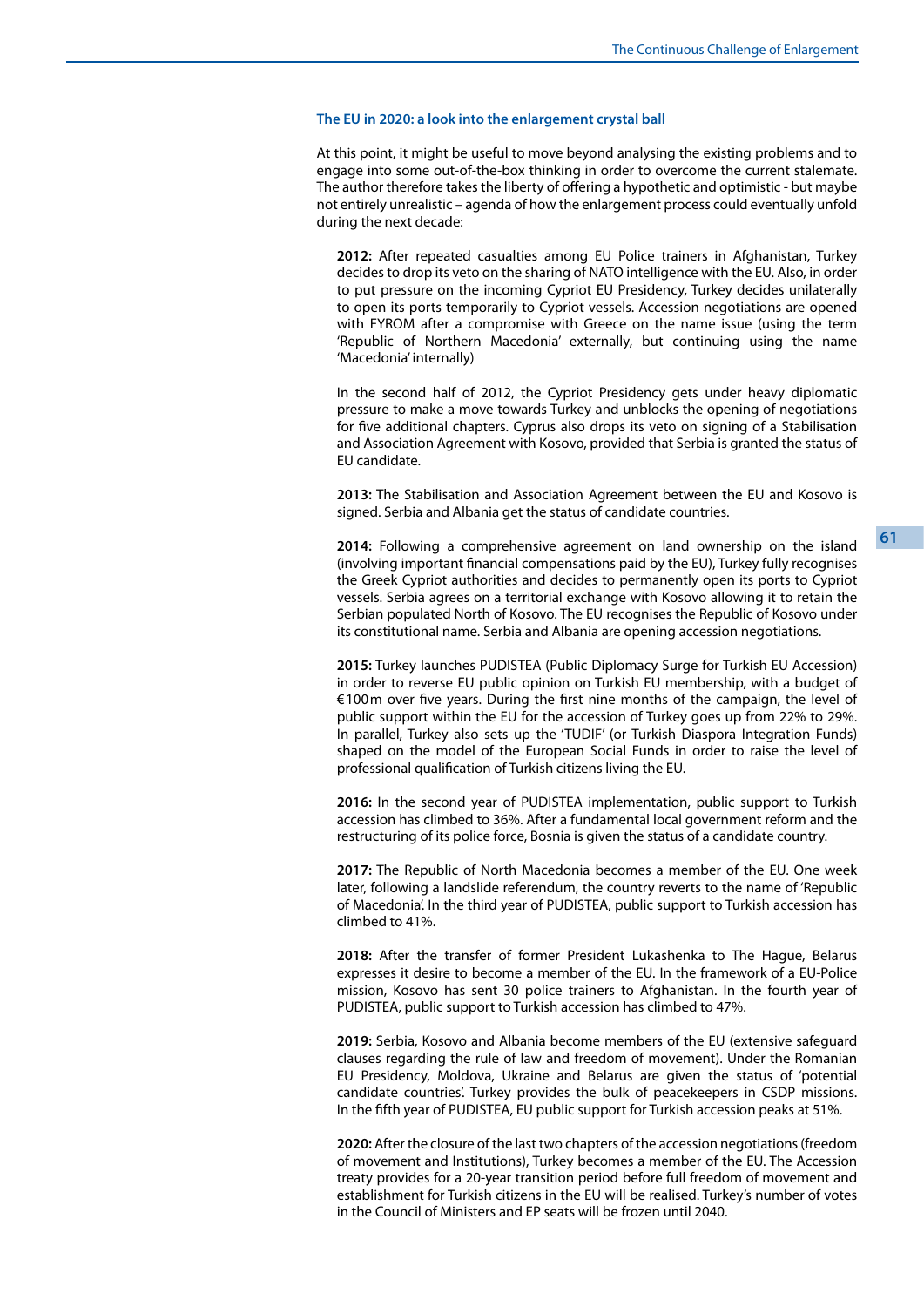### The EU in 2020: a look into the enlargement crystal ball

At this point, it might be useful to move beyond analysing the existing problems and to engage into some out-of-the-box thinking in order to overcome the current stalemate. The author therefore takes the liberty of offering a hypothetic and optimistic - but maybe not entirely unrealistic – agenda of how the enlargement process could eventually unfold during the next decade:

**2012:** After repeated casualties among EU Police trainers in Afghanistan, Turkey decides to drop its veto on the sharing of NATO intelligence with the EU. Also, in order to put pressure on the incoming Cypriot EU Presidency, Turkey decides unilaterally to open its ports temporarily to Cypriot vessels. Accession negotiations are opened with FYROM after a compromise with Greece on the name issue (using the term 'Republic of Northern Macedonia' externally, but continuing using the name 'Macedonia' internally)

In the second half of 2012, the Cypriot Presidency gets under heavy diplomatic pressure to make a move towards Turkey and unblocks the opening of negotiations for five additional chapters. Cyprus also drops its veto on signing of a Stabilisation and Association Agreement with Kosovo, provided that Serbia is granted the status of EU candidate.

**2013:** The Stabilisation and Association Agreement between the EU and Kosovo is signed. Serbia and Albania get the status of candidate countries.

**2014:** Following a comprehensive agreement on land ownership on the island (involving important financial compensations paid by the EU), Turkey fully recognises the Greek Cypriot authorities and decides to permanently open its ports to Cypriot vessels. Serbia agrees on a territorial exchange with Kosovo allowing it to retain the Serbian populated North of Kosovo. The EU recognises the Republic of Kosovo under its constitutional name. Serbia and Albania are opening accession negotiations.

**2015:** Turkey launches PUDISTEA (Public Diplomacy Surge for Turkish EU Accession) in order to reverse EU public opinion on Turkish EU membership, with a budget of €100m over five years. During the first nine months of the campaign, the level of public support within the EU for the accession of Turkey goes up from 22% to 29%. In parallel, Turkey also sets up the 'TUDIF' (or Turkish Diaspora Integration Funds) shaped on the model of the European Social Funds in order to raise the level of professional qualification of Turkish citizens living the EU.

**2016:** In the second year of PUDISTEA implementation, public support to Turkish accession has climbed to 36%. After a fundamental local government reform and the restructuring of its police force, Bosnia is given the status of a candidate country.

**2017:** The Republic of North Macedonia becomes a member of the EU. One week later, following a landslide referendum, the country reverts to the name of 'Republic of Macedonia'. In the third year of PUDISTEA, public support to Turkish accession has climbed to 41%.

**2018:** After the transfer of former President Lukashenka to The Hague, Belarus expresses it desire to become a member of the EU. In the framework of a EU-Police mission, Kosovo has sent 30 police trainers to Afghanistan. In the fourth year of PUDISTEA, public support to Turkish accession has climbed to 47%.

**2019:** Serbia, Kosovo and Albania become members of the EU (extensive safeguard clauses regarding the rule of law and freedom of movement). Under the Romanian EU Presidency, Moldova, Ukraine and Belarus are given the status of 'potential candidate countries'. Turkey provides the bulk of peacekeepers in CSDP missions. In the fifth year of PUDISTEA, EU public support for Turkish accession peaks at 51%.

**2020:** After the closure of the last two chapters of the accession negotiations (freedom of movement and Institutions), Turkey becomes a member of the EU. The Accession treaty provides for a 20-year transition period before full freedom of movement and establishment for Turkish citizens in the EU will be realised. Turkey's number of votes in the Council of Ministers and EP seats will be frozen until 2040.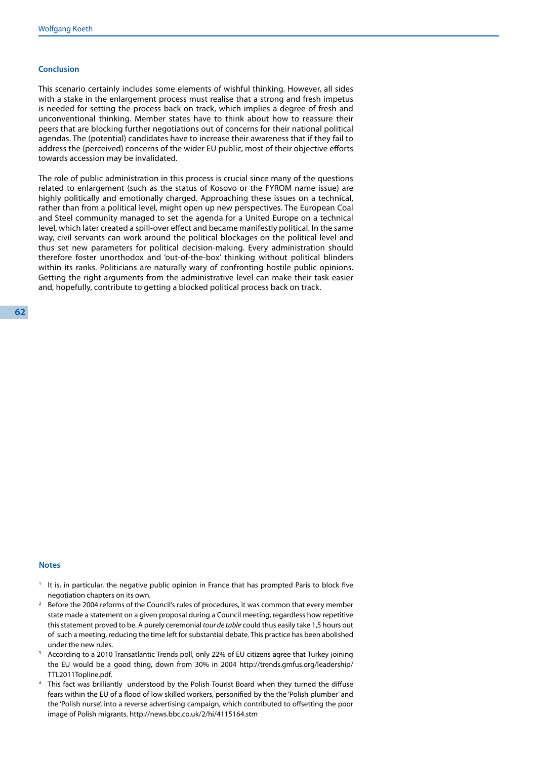### Conclusion

This scenario certainly includes some elements of wishful thinking. However, all sides with a stake in the enlargement process must realise that a strong and fresh impetus is needed for setting the process back on track, which implies a degree of fresh and unconventional thinking. Member states have to think about how to reassure their peers that are blocking further negotiations out of concerns for their national political agendas. The (potential) candidates have to increase their awareness that if they fail to address the (perceived) concerns of the wider EU public, most of their objective efforts towards accession may be invalidated.

The role of public administration in this process is crucial since many of the questions related to enlargement (such as the status of Kosovo or the FYROM name issue) are highly politically and emotionally charged. Approaching these issues on a technical, rather than from a political level, might open up new perspectives. The European Coal and Steel community managed to set the agenda for a United Europe on a technical level, which later created a spill-over effect and became manifestly political. In the same way, civil servants can work around the political blockages on the political level and thus set new parameters for political decision-making. Every administration should therefore foster unorthodox and 'out-of-the-box' thinking without political blinders within its ranks. Politicians are naturally wary of confronting hostile public opinions. Getting the right arguments from the administrative level can make their task easier and, hopefully, contribute to getting a blocked political process back on track.

### Notes

1. It is, in particular, the negative public opinion in France that has prompted Paris to block five negotiation chapters on its own.
2. Before the 2004 reforms of the Council's rules of procedures, it was common that every member state made a statement on a given proposal during a Council meeting, regardless how repetitive this statement proved to be. A purely ceremonial *tour de table* could thus easily take 1,5 hours out of such a meeting, reducing the time left for substantial debate. This practice has been abolished under the new rules.
3. According to a 2010 Transatlantic Trends poll, only 22% of EU citizens agree that Turkey joining the EU would be a good thing, down from 30% in 2004 http://trends.gmfus.org/leadership/TTL2011Topline.pdf.
4. This fact was brilliantly understood by the Polish Tourist Board when they turned the diffuse fears within the EU of a flood of low skilled workers, personified by the the 'Polish plumber' and the 'Polish nurse', into a reverse advertising campaign, which contributed to offsetting the poor image of Polish migrants. http://news.bbc.co.uk/2/hi/4115164.stm